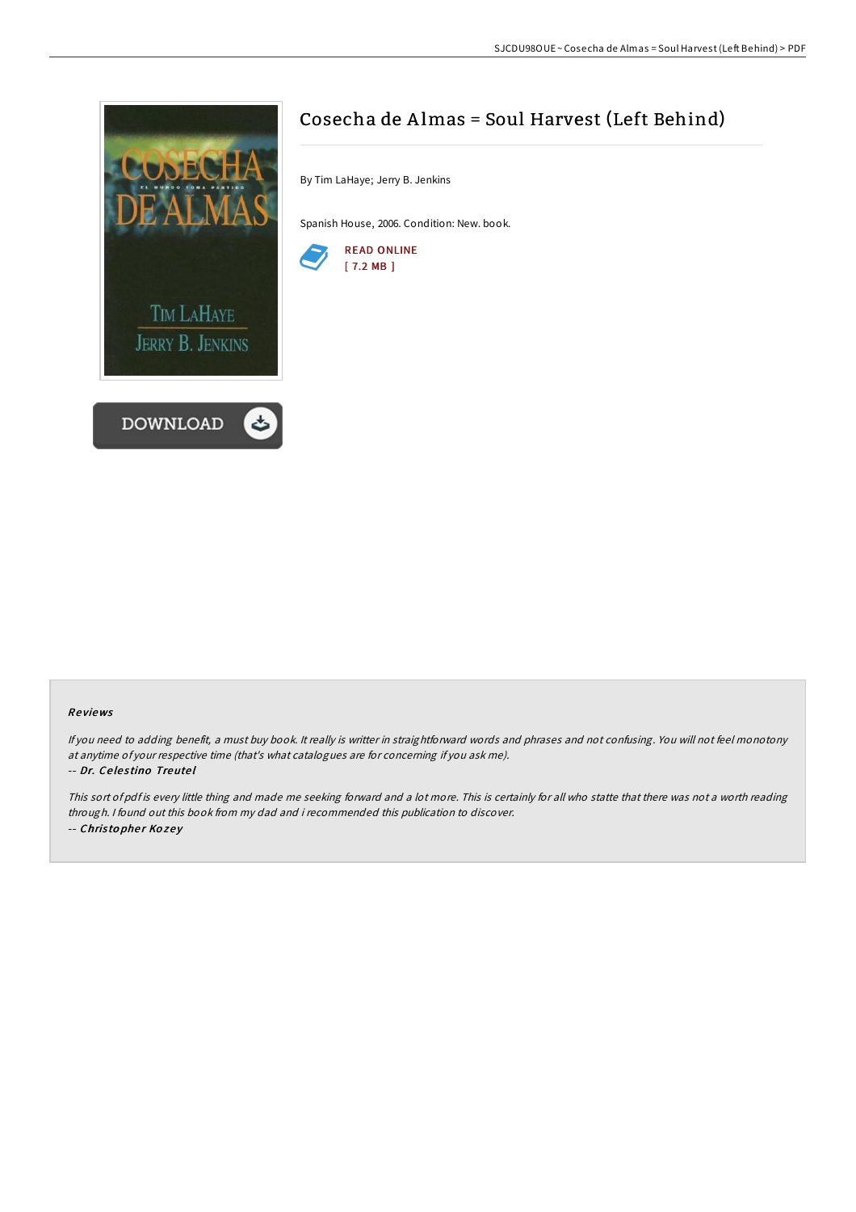# Cosecha de Almas = Soul Harvest (Left Behind)

By Tim LaHaye; Jerry B. Jenkins

Spanish House, 2006. Condition: New. book.

READ ONLINE
[ 7.2 MB ]

DOWNLOAD

### Reviews

*If you need to adding benefit, a must buy book. It really is writter in straightforward words and phrases and not confusing. You will not feel monotony at anytime of your respective time (that's what catalogues are for concerning if you ask me).*

-- *Dr. Celestino Treutel*

*This sort of pdf is every little thing and made me seeking forward and a lot more. This is certainly for all who statte that there was not a worth reading through. I found out this book from my dad and i recommended this publication to discover.*

-- *Christopher Kozey*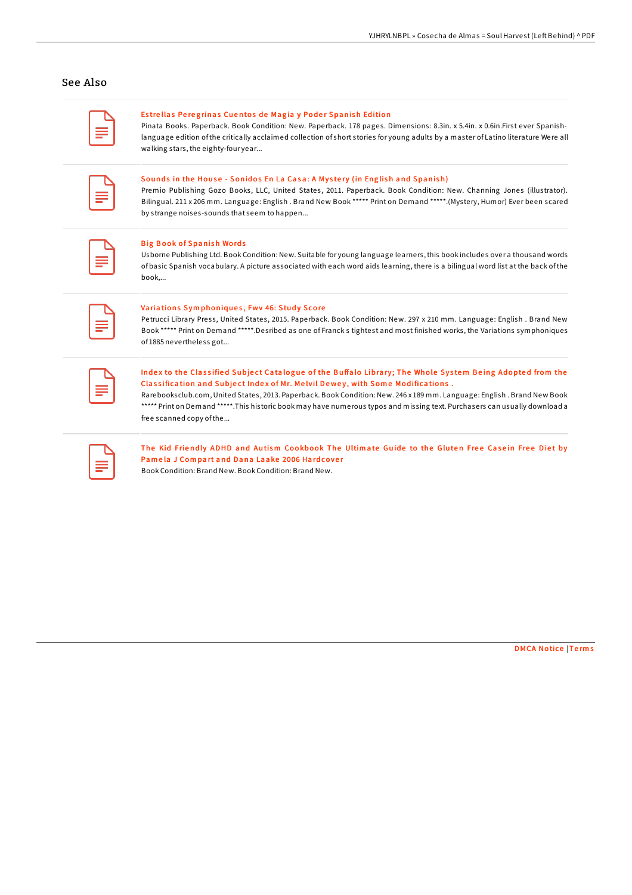## See Also

### Estrellas Peregrinas Cuentos de Magia y Poder Spanish Edition

Pinata Books. Paperback. Book Condition: New. Paperback. 178 pages. Dimensions: 8.3in. x 5.4in. x 0.6in.First ever Spanish-language edition of the critically acclaimed collection of short stories for young adults by a master of Latino literature Were all walking stars, the eighty-four year...

### Sounds in the House - Sonidos En La Casa: A Mystery (in English and Spanish)

Premio Publishing Gozo Books, LLC, United States, 2011. Paperback. Book Condition: New. Channing Jones (illustrator). Bilingual. 211 x 206 mm. Language: English . Brand New Book ***** Print on Demand *****.(Mystery, Humor) Ever been scared by strange noises-sounds that seem to happen...

### Big Book of Spanish Words

Usborne Publishing Ltd. Book Condition: New. Suitable for young language learners, this book includes over a thousand words of basic Spanish vocabulary. A picture associated with each word aids learning, there is a bilingual word list at the back of the book,...

### Variations Symphoniques, Fwv 46: Study Score

Petrucci Library Press, United States, 2015. Paperback. Book Condition: New. 297 x 210 mm. Language: English . Brand New Book ***** Print on Demand *****.Desribed as one of Franck s tightest and most finished works, the Variations symphoniques of 1885 nevertheless got...

### Index to the Classified Subject Catalogue of the Buffalo Library; The Whole System Being Adopted from the Classification and Subject Index of Mr. Melvil Dewey, with Some Modifications .

Rarebooksclub.com, United States, 2013. Paperback. Book Condition: New. 246 x 189 mm. Language: English . Brand New Book ***** Print on Demand *****.This historic book may have numerous typos and missing text. Purchasers can usually download a free scanned copy of the...

### The Kid Friendly ADHD and Autism Cookbook The Ultimate Guide to the Gluten Free Casein Free Diet by Pamela J Compart and Dana Laake 2006 Hardcover

Book Condition: Brand New. Book Condition: Brand New.

DMCA Notice | Terms